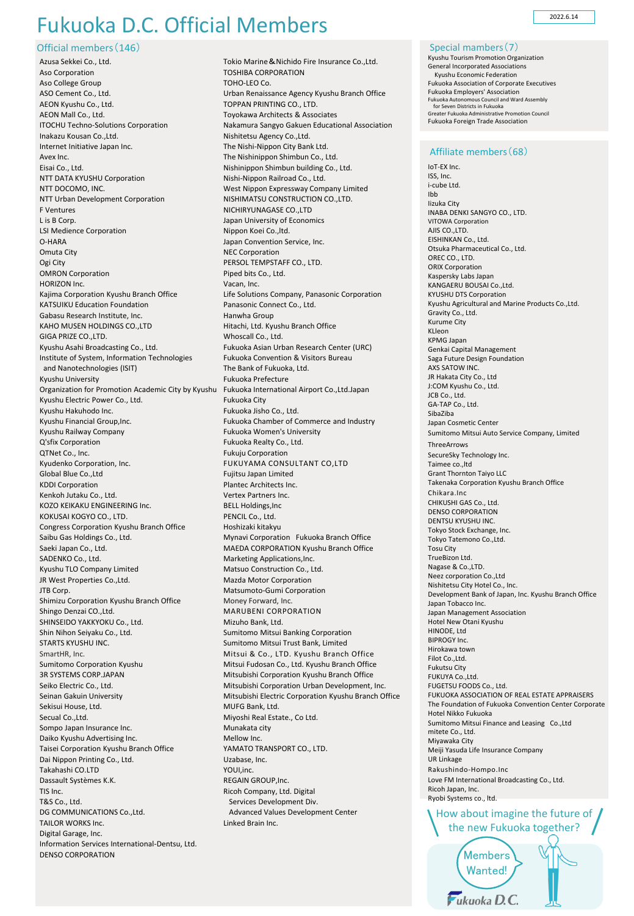# Fukuoka D.C. Official Members

2022.6.14

## Official members（146）

- Azusa Sekkei Co., Ltd.
- Aso Corporation
- Aso College Group
- ASO Cement Co., Ltd.
- AEON Kyushu Co., Ltd.
- AEON Mall Co., Ltd.
- ITOCHU Techno-Solutions Corporation
- Inakazu Kousan Co.,Ltd.
- Internet Initiative Japan Inc.
- Avex Inc.
- Eisai Co., Ltd.
- NTT DATA KYUSHU Corporation
- NTT DOCOMO, INC.
- NTT Urban Development Corporation
- F Ventures
- L is B Corp.
- LSI Medience Corporation
- O-HARA
- Omuta City
- Ogi City
- OMRON Corporation
- HORIZON Inc.
- Kajima Corporation Kyushu Branch Office
- KATSUIKU Education Foundation
- Gabasu Research Institute, Inc.
- KAHO MUSEN HOLDINGS CO.,LTD
- GIGA PRIZE CO.,LTD.
- Kyushu Asahi Broadcasting Co., Ltd.
- Institute of System, Information Technologies and Nanotechnologies (ISIT)
- Kyushu University
- Organization for Promotion Academic City by Kyushu
- Kyushu Electric Power Co., Ltd.
- Kyushu Hakuhodo Inc.
- Kyushu Financial Group,Inc.
- Kyushu Railway Company
- Q'sfix Corporation
- QTNet Co., Inc.
- Kyudenko Corporation, Inc.
- Global Blue Co.,Ltd
- KDDI Corporation
- Kenkoh Jutaku Co., Ltd.
- KOZO KEIKAKU ENGINEERING Inc.
- KOKUSAI KOGYO CO., LTD.
- Congress Corporation Kyushu Branch Office
- Saibu Gas Holdings Co., Ltd.
- Saeki Japan Co., Ltd.
- SADENKO Co., Ltd.
- Kyushu TLO Company Limited
- JR West Properties Co.,Ltd.
- JTB Corp.
- Shimizu Corporation Kyushu Branch Office
- Shingo Denzai CO.,Ltd.
- SHINSEIDO YAKKYOKU Co., Ltd.
- Shin Nihon Seiyaku Co., Ltd.
- STARTS KYUSHU INC.
- SmartHR, Inc.
- Sumitomo Corporation Kyushu
- 3R SYSTEMS CORP.JAPAN
- Seiko Electric Co., Ltd.
- Seinan Gakuin University
- Sekisui House, Ltd.
- Secual Co.,Ltd.
- Sompo Japan Insurance Inc.
- Daiko Kyushu Advertising Inc.
- Taisei Corporation Kyushu Branch Office
- Dai Nippon Printing Co., Ltd.
- Takahashi CO.LTD
- Dassault Systèmes K.K.
- TIS Inc.
- T&S Co., Ltd.
- DG COMMUNICATIONS Co.,Ltd.
- TAILOR WORKS Inc.
- Digital Garage, Inc.
- Information Services International-Dentsu, Ltd.
- DENSO CORPORATION
- Tokio Marine＆Nichido Fire Insurance Co.,Ltd.
- TOSHIBA CORPORATION
- TOHO-LEO Co.
- Urban Renaissance Agency Kyushu Branch Office
- TOPPAN PRINTING CO., LTD.
- Toyokawa Architects & Associates
- Nakamura Sangyo Gakuen Educational Association
- Nishitetsu Agency Co.,Ltd.
- The Nishi-Nippon City Bank Ltd.
- The Nishinippon Shimbun Co., Ltd.
- Nishinippon Shimbun building Co., Ltd.
- Nishi-Nippon Railroad Co., Ltd.
- West Nippon Expressway Company Limited
- NISHIMATSU CONSTRUCTION CO.,LTD.
- NICHIRYUNAGASE CO.,LTD
- Japan University of Economics
- Nippon Koei Co.,ltd.
- Japan Convention Service, Inc.
- NEC Corporation
- PERSOL TEMPSTAFF CO., LTD.
- Piped bits Co., Ltd.
- Vacan, Inc.
- Life Solutions Company, Panasonic Corporation
- Panasonic Connect Co., Ltd.
- Hanwha Group
- Hitachi, Ltd. Kyushu Branch Office
- Whoscall Co., Ltd.
- Fukuoka Asian Urban Research Center (URC)
- Fukuoka Convention & Visitors Bureau
- The Bank of Fukuoka, Ltd.
- Fukuoka Prefecture
- Fukuoka International Airport Co.,Ltd.Japan
- Fukuoka City
- Fukuoka Jisho Co., Ltd.
- Fukuoka Chamber of Commerce and Industry
- Fukuoka Women's University
- Fukuoka Realty Co., Ltd.
- Fukuju Corporation
- FUKUYAMA CONSULTANT CO,LTD
- Fujitsu Japan Limited
- Plantec Architects Inc.
- Vertex Partners Inc.
- BELL Holdings,Inc
- PENCIL Co., Ltd.
- Hoshizaki kitakyu
- Mynavi Corporation Fukuoka Branch Office
- MAEDA CORPORATION Kyushu Branch Office
- Marketing Applications,Inc.
- Matsuo Construction Co., Ltd.
- Mazda Motor Corporation
- Matsumoto-Gumi Corporation
- Money Forward, Inc.
- MARUBENI CORPORATION
- Mizuho Bank, Ltd.
- Sumitomo Mitsui Banking Corporation
- Sumitomo Mitsui Trust Bank, Limited
- Mitsui & Co., LTD. Kyushu Branch Office
- Mitsui Fudosan Co., Ltd. Kyushu Branch Office
- Mitsubishi Corporation Kyushu Branch Office
- Mitsubishi Corporation Urban Development, Inc.
- Mitsubishi Electric Corporation Kyushu Branch Office
- MUFG Bank, Ltd.
- Miyoshi Real Estate., Co Ltd.
- Munakata city
- Mellow Inc.
- YAMATO TRANSPORT CO., LTD.
- Uzabase, Inc.
- YOUI,inc.
- REGAIN GROUP,Inc.
- Ricoh Company, Ltd. Digital Services Development Div. Advanced Values Development Center
- Linked Brain Inc.

## Special members（7）

- Kyushu Tourism Promotion Organization
- General Incorporated Associations Kyushu Economic Federation
- Fukuoka Association of Corporate Executives
- Fukuoka Employers' Association
- Fukuoka Autonomous Council and Ward Assembly for Seven Districts in Fukuoka
- Greater Fukuoka Administrative Promotion Council
- Fukuoka Foreign Trade Association

## Affiliate members（68）

- IoT-EX Inc.
- ISS, Inc.
- i-cube Ltd.
- Ibb
- Iizuka City
- INABA DENKI SANGYO CO., LTD.
- VITOWA Corporation
- AJIS CO.,LTD.
- EISHINKAN Co., Ltd.
- Otsuka Pharmaceutical Co., Ltd.
- OREC CO., LTD.
- ORIX Corporation
- Kaspersky Labs Japan
- KANGAERU BOUSAI Co.,Ltd.
- KYUSHU DTS Corporation
- Kyushu Agricultural and Marine Products Co.,Ltd.
- Gravity Co., Ltd.
- Kurume City
- KLleon
- KPMG Japan
- Genkai Capital Management
- Saga Future Design Foundation
- AXS SATOW INC.
- JR Hakata City Co., Ltd
- J:COM Kyushu Co., Ltd.
- JCB Co., Ltd.
- GA-TAP Co., Ltd.
- SibaZiba
- Japan Cosmetic Center
- Sumitomo Mitsui Auto Service Company, Limited
- ThreeArrows
- SecureSky Technology Inc.
- Taimee co.,ltd
- Grant Thornton Taiyo LLC
- Takenaka Corporation Kyushu Branch Office
- Chikara.Inc
- CHIKUSHI GAS Co., Ltd.
- DENSO CORPORATION
- DENTSU KYUSHU INC.
- Tokyo Stock Exchange, Inc.
- Tokyo Tatemono Co.,Ltd.
- Tosu City
- TrueBizon Ltd.
- Nagase & Co.,LTD.
- Neez corporation Co.,Ltd
- Nishitetsu City Hotel Co., Inc.
- Development Bank of Japan, Inc. Kyushu Branch Office
- Japan Tobacco Inc.
- Japan Management Association
- Hotel New Otani Kyushu
- HINODE, Ltd
- BIPROGY Inc.
- Hirokawa town
- Filot Co.,Ltd.
- Fukutsu City
- FUKUYA Co.,Ltd.
- FUGETSU FOODS Co., Ltd.
- FUKUOKA ASSOCIATION OF REAL ESTATE APPRAISERS
- The Foundation of Fukuoka Convention Center Corporate
- Hotel Nikko Fukuoka
- Sumitomo Mitsui Finance and Leasing Co.,Ltd
- mitete Co., Ltd.
- Miyawaka City
- Meiji Yasuda Life Insurance Company
- UR Linkage
- Rakushindo-Hompo.Inc
- Love FM International Broadcasting Co., Ltd.
- Ricoh Japan, Inc.
- Ryobi Systems co., ltd.

How about imagine the future of the new Fukuoka together?

Members Wanted!

Fukuoka D.C.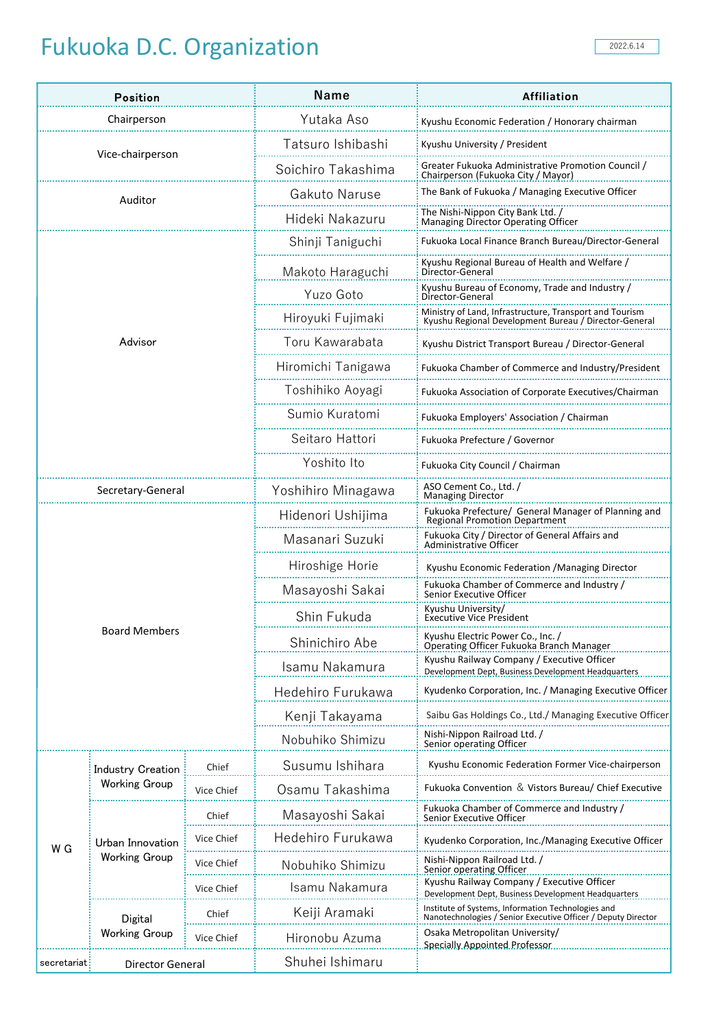# Fukuoka D.C. Organization

2022.6.14

| Position | | | Name | Affiliation |
|---|---|---|---|---|
| Chairperson | | | Yutaka Aso | Kyushu Economic Federation / Honorary chairman |
| Vice-chairperson | | | Tatsuro Ishibashi | Kyushu University / President |
| | | | Soichiro Takashima | Greater Fukuoka Administrative Promotion Council / Chairperson (Fukuoka City / Mayor) |
| Auditor | | | Gakuto Naruse | The Bank of Fukuoka / Managing Executive Officer |
| | | | Hideki Nakazuru | The Nishi-Nippon City Bank Ltd. / Managing Director Operating Officer |
| Advisor | | | Shinji Taniguchi | Fukuoka Local Finance Branch Bureau/Director-General |
| | | | Makoto Haraguchi | Kyushu Regional Bureau of Health and Welfare / Director-General |
| | | | Yuzo Goto | Kyushu Bureau of Economy, Trade and Industry / Director-General |
| | | | Hiroyuki Fujimaki | Ministry of Land, Infrastructure, Transport and Tourism Kyushu Regional Development Bureau / Director-General |
| | | | Toru Kawarabata | Kyushu District Transport Bureau / Director-General |
| | | | Hiromichi Tanigawa | Fukuoka Chamber of Commerce and Industry/President |
| | | | Toshihiko Aoyagi | Fukuoka Association of Corporate Executives/Chairman |
| | | | Sumio Kuratomi | Fukuoka Employers' Association / Chairman |
| | | | Seitaro Hattori | Fukuoka Prefecture / Governor |
| | | | Yoshito Ito | Fukuoka City Council / Chairman |
| Secretary-General | | | Yoshihiro Minagawa | ASO Cement Co., Ltd. / Managing Director |
| Board Members | | | Hidenori Ushijima | Fukuoka Prefecture/ General Manager of Planning and Regional Promotion Department |
| | | | Masanari Suzuki | Fukuoka City / Director of General Affairs and Administrative Officer |
| | | | Hiroshige Horie | Kyushu Economic Federation /Managing Director |
| | | | Masayoshi Sakai | Fukuoka Chamber of Commerce and Industry / Senior Executive Officer |
| | | | Shin Fukuda | Kyushu University/ Executive Vice President |
| | | | Shinichiro Abe | Kyushu Electric Power Co., Inc. / Operating Officer Fukuoka Branch Manager |
| | | | Isamu Nakamura | Kyushu Railway Company / Executive Officer Development Dept, Business Development Headquarters |
| | | | Hedehiro Furukawa | Kyudenko Corporation, Inc. / Managing Executive Officer |
| | | | Kenji Takayama | Saibu Gas Holdings Co., Ltd./ Managing Executive Officer |
| | | | Nobuhiko Shimizu | Nishi-Nippon Railroad Ltd. / Senior operating Officer |
| W G | Industry Creation Working Group | Chief | Susumu Ishihara | Kyushu Economic Federation Former Vice-chairperson |
| | | Vice Chief | Osamu Takashima | Fukuoka Convention ＆ Vistors Bureau/ Chief Executive |
| | Urban Innovation Working Group | Chief | Masayoshi Sakai | Fukuoka Chamber of Commerce and Industry / Senior Executive Officer |
| | | Vice Chief | Hedehiro Furukawa | Kyudenko Corporation, Inc./Managing Executive Officer |
| | | Vice Chief | Nobuhiko Shimizu | Nishi-Nippon Railroad Ltd. / Senior operating Officer |
| | | Vice Chief | Isamu Nakamura | Kyushu Railway Company / Executive Officer Development Dept, Business Development Headquarters |
| | Digital Working Group | Chief | Keiji Aramaki | Institute of Systems, Information Technologies and Nanotechnologies / Senior Executive Officer / Deputy Director |
| | | Vice Chief | Hironobu Azuma | Osaka Metropolitan University/ Specially Appointed Professor |
| secretariat | Director General | | Shuhei Ishimaru | |